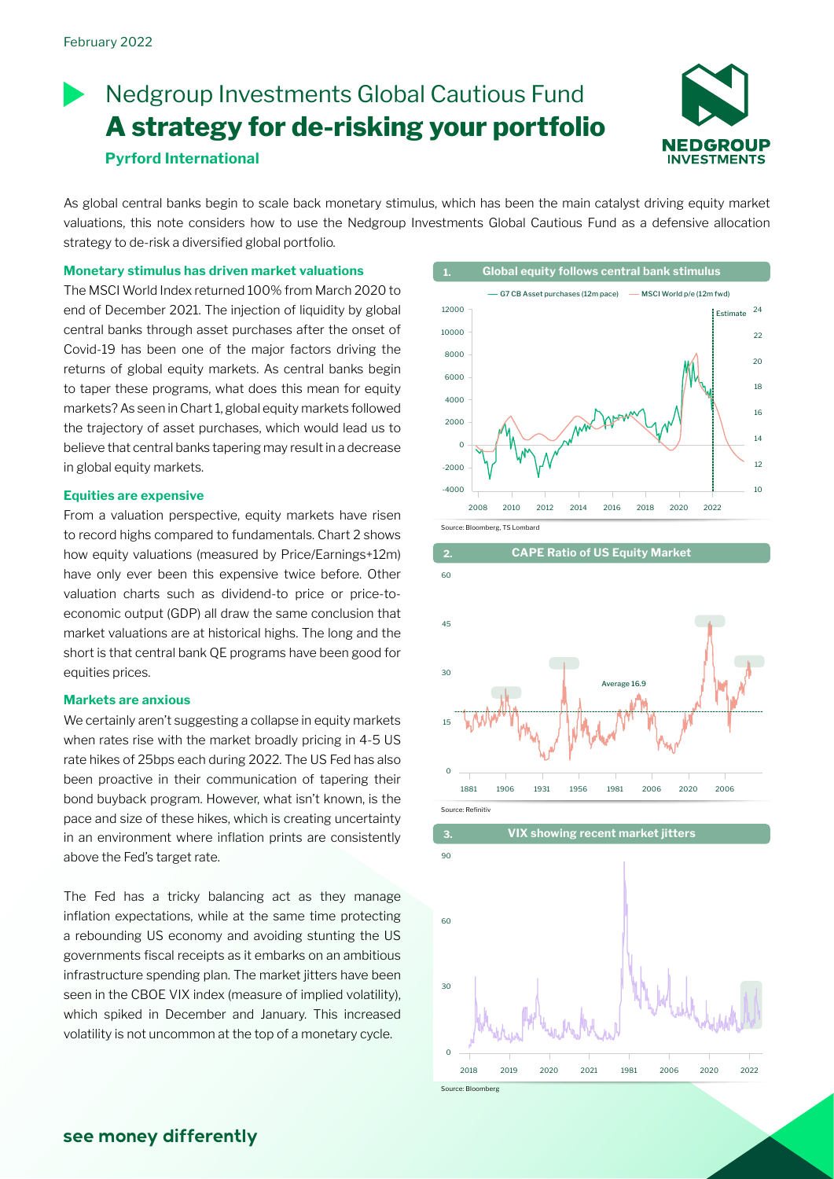February 2022

# Nedgroup Investments Global Cautious Fund
# **A strategy for de-risking your portfolio**

**Pyrford International**

As global central banks begin to scale back monetary stimulus, which has been the main catalyst driving equity market valuations, this note considers how to use the Nedgroup Investments Global Cautious Fund as a defensive allocation strategy to de-risk a diversified global portfolio.

### Monetary stimulus has driven market valuations

The MSCI World Index returned 100% from March 2020 to end of December 2021. The injection of liquidity by global central banks through asset purchases after the onset of Covid-19 has been one of the major factors driving the returns of global equity markets. As central banks begin to taper these programs, what does this mean for equity markets? As seen in Chart 1, global equity markets followed the trajectory of asset purchases, which would lead us to believe that central banks tapering may result in a decrease in global equity markets.

### Equities are expensive

From a valuation perspective, equity markets have risen to record highs compared to fundamentals. Chart 2 shows how equity valuations (measured by Price/Earnings+12m) have only ever been this expensive twice before. Other valuation charts such as dividend-to price or price-to-economic output (GDP) all draw the same conclusion that market valuations are at historical highs. The long and the short is that central bank QE programs have been good for equities prices.

### Markets are anxious

We certainly aren't suggesting a collapse in equity markets when rates rise with the market broadly pricing in 4-5 US rate hikes of 25bps each during 2022. The US Fed has also been proactive in their communication of tapering their bond buyback program. However, what isn't known, is the pace and size of these hikes, which is creating uncertainty in an environment where inflation prints are consistently above the Fed's target rate.

The Fed has a tricky balancing act as they manage inflation expectations, while at the same time protecting a rebounding US economy and avoiding stunting the US governments fiscal receipts as it embarks on an ambitious infrastructure spending plan. The market jitters have been seen in the CBOE VIX index (measure of implied volatility), which spiked in December and January. This increased volatility is not uncommon at the top of a monetary cycle.

**1. Global equity follows central bank stimulus**

G7 CB Asset purchases (12m pace) — MSCI World p/e (12m fwd)

Source: Bloomberg, TS Lombard

**2. CAPE Ratio of US Equity Market**

Average 16.9

Source: Refinitiv

**3. VIX showing recent market jitters**

Source: Bloomberg

**see money differently**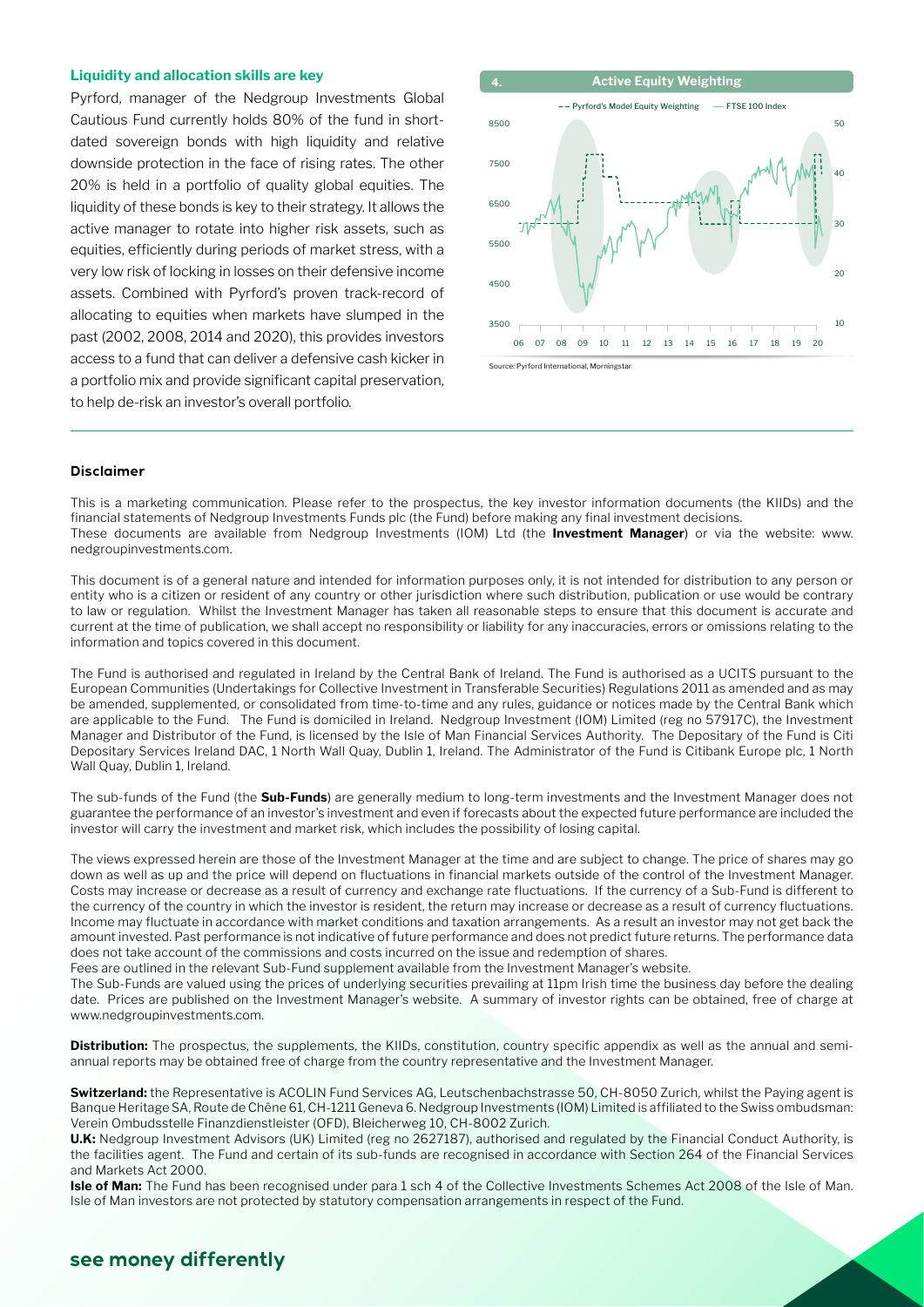## Liquidity and allocation skills are key

Pyrford, manager of the Nedgroup Investments Global Cautious Fund currently holds 80% of the fund in short-dated sovereign bonds with high liquidity and relative downside protection in the face of rising rates. The other 20% is held in a portfolio of quality global equities. The liquidity of these bonds is key to their strategy. It allows the active manager to rotate into higher risk assets, such as equities, efficiently during periods of market stress, with a very low risk of locking in losses on their defensive income assets. Combined with Pyrford's proven track-record of allocating to equities when markets have slumped in the past (2002, 2008, 2014 and 2020), this provides investors access to a fund that can deliver a defensive cash kicker in a portfolio mix and provide significant capital preservation, to help de-risk an investor's overall portfolio.

4. Active Equity Weighting

Pyrford's Model Equity Weighting
FTSE 100 Index

8500
7500
6500
5500
4500
3500

50
40
30
20
10

06 07 08 09 10 11 12 13 14 15 16 17 18 19 20

Source: Pyrford International, Morningstar

### Disclaimer

This is a marketing communication. Please refer to the prospectus, the key investor information documents (the KIIDs) and the financial statements of Nedgroup Investments Funds plc (the Fund) before making any final investment decisions.
These documents are available from Nedgroup Investments (IOM) Ltd (the **Investment Manager**) or via the website: www.nedgroupinvestments.com.

This document is of a general nature and intended for information purposes only, it is not intended for distribution to any person or entity who is a citizen or resident of any country or other jurisdiction where such distribution, publication or use would be contrary to law or regulation. Whilst the Investment Manager has taken all reasonable steps to ensure that this document is accurate and current at the time of publication, we shall accept no responsibility or liability for any inaccuracies, errors or omissions relating to the information and topics covered in this document.

The Fund is authorised and regulated in Ireland by the Central Bank of Ireland. The Fund is authorised as a UCITS pursuant to the European Communities (Undertakings for Collective Investment in Transferable Securities) Regulations 2011 as amended and as may be amended, supplemented, or consolidated from time-to-time and any rules, guidance or notices made by the Central Bank which are applicable to the Fund. The Fund is domiciled in Ireland. Nedgroup Investment (IOM) Limited (reg no 57917C), the Investment Manager and Distributor of the Fund, is licensed by the Isle of Man Financial Services Authority. The Depositary of the Fund is Citi Depositary Services Ireland DAC, 1 North Wall Quay, Dublin 1, Ireland. The Administrator of the Fund is Citibank Europe plc, 1 North Wall Quay, Dublin 1, Ireland.

The sub-funds of the Fund (the **Sub-Funds**) are generally medium to long-term investments and the Investment Manager does not guarantee the performance of an investor's investment and even if forecasts about the expected future performance are included the investor will carry the investment and market risk, which includes the possibility of losing capital.

The views expressed herein are those of the Investment Manager at the time and are subject to change. The price of shares may go down as well as up and the price will depend on fluctuations in financial markets outside of the control of the Investment Manager. Costs may increase or decrease as a result of currency and exchange rate fluctuations. If the currency of a Sub-Fund is different to the currency of the country in which the investor is resident, the return may increase or decrease as a result of currency fluctuations. Income may fluctuate in accordance with market conditions and taxation arrangements. As a result an investor may not get back the amount invested. Past performance is not indicative of future performance and does not predict future returns. The performance data does not take account of the commissions and costs incurred on the issue and redemption of shares.
Fees are outlined in the relevant Sub-Fund supplement available from the Investment Manager's website.
The Sub-Funds are valued using the prices of underlying securities prevailing at 11pm Irish time the business day before the dealing date. Prices are published on the Investment Manager's website. A summary of investor rights can be obtained, free of charge at www.nedgroupinvestments.com.

**Distribution:** The prospectus, the supplements, the KIIDs, constitution, country specific appendix as well as the annual and semi-annual reports may be obtained free of charge from the country representative and the Investment Manager.

**Switzerland:** the Representative is ACOLIN Fund Services AG, Leutschenbachstrasse 50, CH-8050 Zurich, whilst the Paying agent is Banque Heritage SA, Route de Chêne 61, CH-1211 Geneva 6. Nedgroup Investments (IOM) Limited is affiliated to the Swiss ombudsman: Verein Ombudsstelle Finanzdienstleister (OFD), Bleicherweg 10, CH-8002 Zurich.
**U.K:** Nedgroup Investment Advisors (UK) Limited (reg no 2627187), authorised and regulated by the Financial Conduct Authority, is the facilities agent. The Fund and certain of its sub-funds are recognised in accordance with Section 264 of the Financial Services and Markets Act 2000.
**Isle of Man:** The Fund has been recognised under para 1 sch 4 of the Collective Investments Schemes Act 2008 of the Isle of Man. Isle of Man investors are not protected by statutory compensation arrangements in respect of the Fund.

**see money differently**